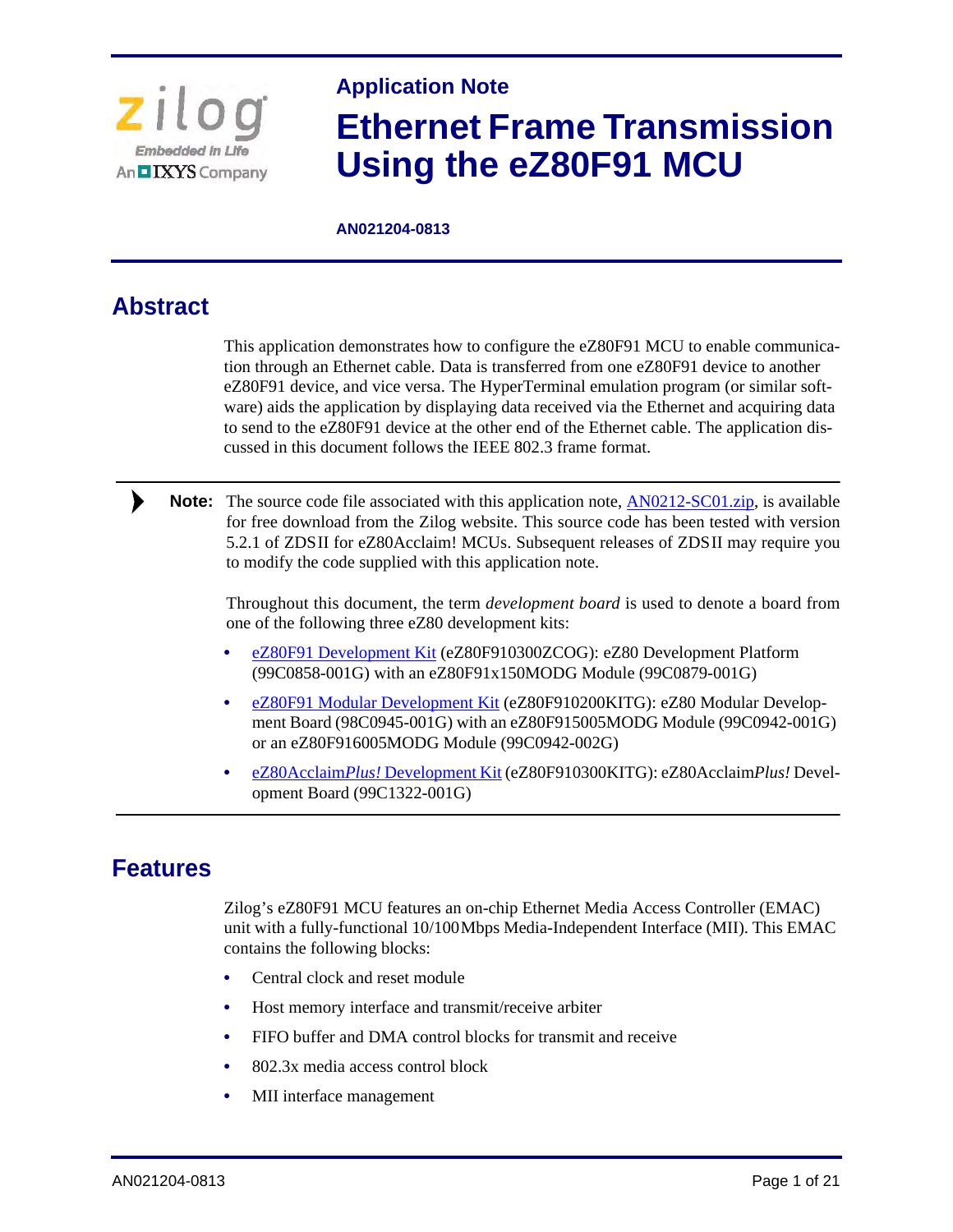Application Note

# Ethernet Frame Transmission Using the eZ80F91 MCU

**AN021204-0813**

## Abstract

This application demonstrates how to configure the eZ80F91 MCU to enable communication through an Ethernet cable. Data is transferred from one eZ80F91 device to another eZ80F91 device, and vice versa. The HyperTerminal emulation program (or similar software) aids the application by displaying data received via the Ethernet and acquiring data to send to the eZ80F91 device at the other end of the Ethernet cable. The application discussed in this document follows the IEEE 802.3 frame format.

> **Note:** The source code file associated with this application note, AN0212-SC01.zip, is available for free download from the Zilog website. This source code has been tested with version 5.2.1 of ZDSII for eZ80Acclaim! MCUs. Subsequent releases of ZDSII may require you to modify the code supplied with this application note.
>
> Throughout this document, the term *development board* is used to denote a board from one of the following three eZ80 development kits:
>
> - eZ80F91 Development Kit (eZ80F910300ZCOG): eZ80 Development Platform (99C0858-001G) with an eZ80F91x150MODG Module (99C0879-001G)
> - eZ80F91 Modular Development Kit (eZ80F910200KITG): eZ80 Modular Development Board (98C0945-001G) with an eZ80F915005MODG Module (99C0942-001G) or an eZ80F916005MODG Module (99C0942-002G)
> - eZ80Acclaim*Plus!* Development Kit (eZ80F910300KITG): eZ80Acclaim*Plus!* Development Board (99C1322-001G)

## Features

Zilog's eZ80F91 MCU features an on-chip Ethernet Media Access Controller (EMAC) unit with a fully-functional 10/100Mbps Media-Independent Interface (MII). This EMAC contains the following blocks:

- Central clock and reset module
- Host memory interface and transmit/receive arbiter
- FIFO buffer and DMA control blocks for transmit and receive
- 802.3x media access control block
- MII interface management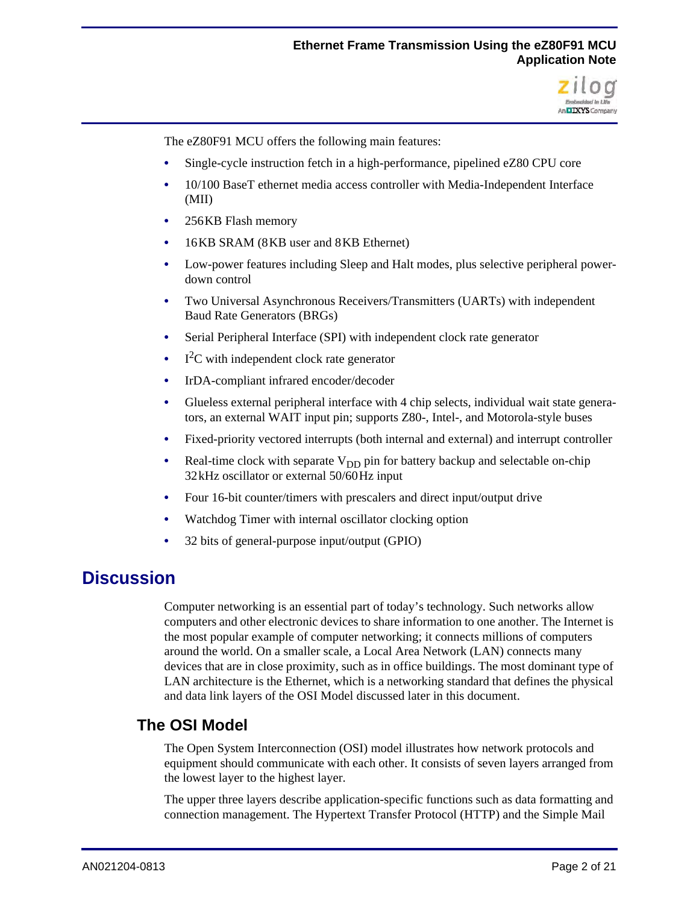The eZ80F91 MCU offers the following main features:

- Single-cycle instruction fetch in a high-performance, pipelined eZ80 CPU core
- 10/100 BaseT ethernet media access controller with Media-Independent Interface (MII)
- 256KB Flash memory
- 16KB SRAM (8KB user and 8KB Ethernet)
- Low-power features including Sleep and Halt modes, plus selective peripheral power-down control
- Two Universal Asynchronous Receivers/Transmitters (UARTs) with independent Baud Rate Generators (BRGs)
- Serial Peripheral Interface (SPI) with independent clock rate generator
- $I^2C$ with independent clock rate generator
- IrDA-compliant infrared encoder/decoder
- Glueless external peripheral interface with 4 chip selects, individual wait state generators, an external WAIT input pin; supports Z80-, Intel-, and Motorola-style buses
- Fixed-priority vectored interrupts (both internal and external) and interrupt controller
- Real-time clock with separate $V_{DD}$ pin for battery backup and selectable on-chip 32kHz oscillator or external 50/60Hz input
- Four 16-bit counter/timers with prescalers and direct input/output drive
- Watchdog Timer with internal oscillator clocking option
- 32 bits of general-purpose input/output (GPIO)

# Discussion

Computer networking is an essential part of today's technology. Such networks allow computers and other electronic devices to share information to one another. The Internet is the most popular example of computer networking; it connects millions of computers around the world. On a smaller scale, a Local Area Network (LAN) connects many devices that are in close proximity, such as in office buildings. The most dominant type of LAN architecture is the Ethernet, which is a networking standard that defines the physical and data link layers of the OSI Model discussed later in this document.

## The OSI Model

The Open System Interconnection (OSI) model illustrates how network protocols and equipment should communicate with each other. It consists of seven layers arranged from the lowest layer to the highest layer.

The upper three layers describe application-specific functions such as data formatting and connection management. The Hypertext Transfer Protocol (HTTP) and the Simple Mail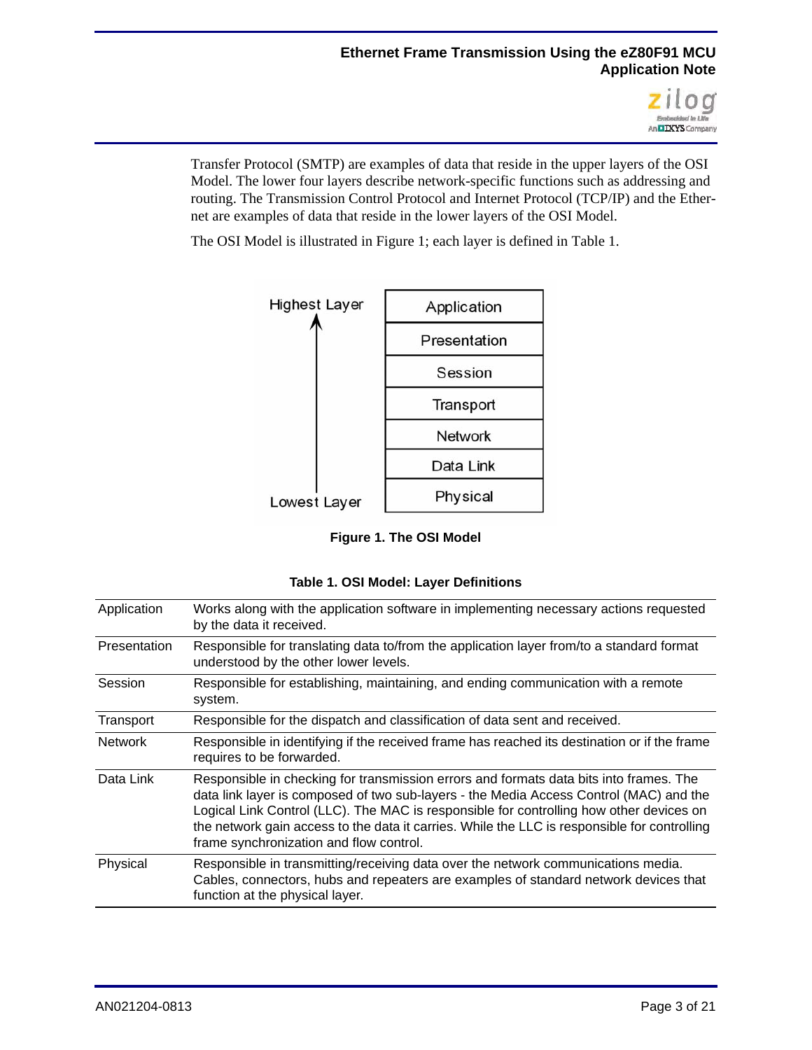Transfer Protocol (SMTP) are examples of data that reside in the upper layers of the OSI Model. The lower four layers describe network-specific functions such as addressing and routing. The Transmission Control Protocol and Internet Protocol (TCP/IP) and the Ethernet are examples of data that reside in the lower layers of the OSI Model.

The OSI Model is illustrated in Figure 1; each layer is defined in Table 1.

| Highest Layer | Application |
|---|---|
| ↑ | Presentation |
| | Session |
| | Transport |
| | Network |
| | Data Link |
| Lowest Layer | Physical |

**Figure 1. The OSI Model**

**Table 1. OSI Model: Layer Definitions**

| Layer | Definition |
|---|---|
| Application | Works along with the application software in implementing necessary actions requested by the data it received. |
| Presentation | Responsible for translating data to/from the application layer from/to a standard format understood by the other lower levels. |
| Session | Responsible for establishing, maintaining, and ending communication with a remote system. |
| Transport | Responsible for the dispatch and classification of data sent and received. |
| Network | Responsible in identifying if the received frame has reached its destination or if the frame requires to be forwarded. |
| Data Link | Responsible in checking for transmission errors and formats data bits into frames. The data link layer is composed of two sub-layers - the Media Access Control (MAC) and the Logical Link Control (LLC). The MAC is responsible for controlling how other devices on the network gain access to the data it carries. While the LLC is responsible for controlling frame synchronization and flow control. |
| Physical | Responsible in transmitting/receiving data over the network communications media. Cables, connectors, hubs and repeaters are examples of standard network devices that function at the physical layer. |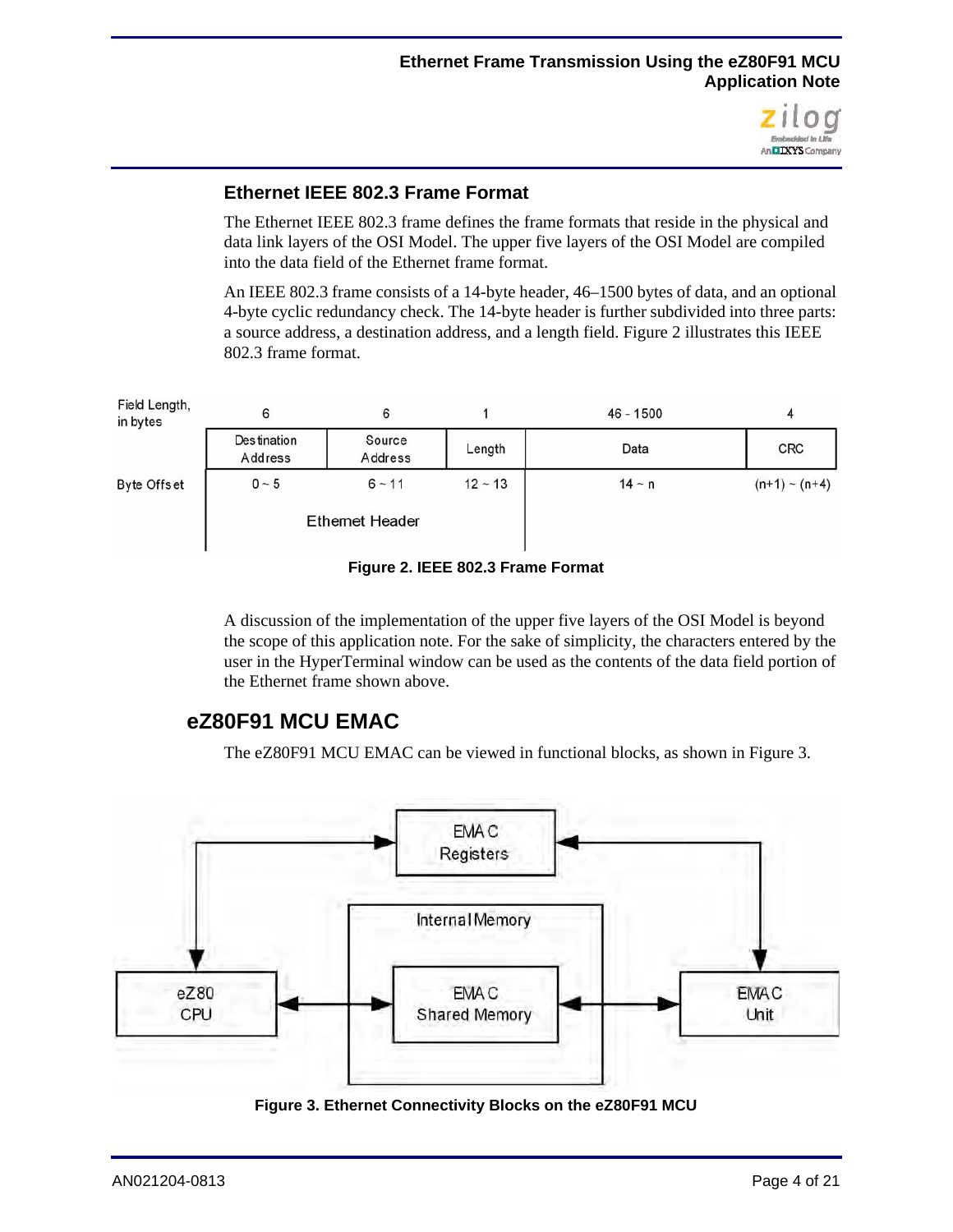### Ethernet IEEE 802.3 Frame Format

The Ethernet IEEE 802.3 frame defines the frame formats that reside in the physical and data link layers of the OSI Model. The upper five layers of the OSI Model are compiled into the data field of the Ethernet frame format.

An IEEE 802.3 frame consists of a 14-byte header, 46–1500 bytes of data, and an optional 4-byte cyclic redundancy check. The 14-byte header is further subdivided into three parts: a source address, a destination address, and a length field. Figure 2 illustrates this IEEE 802.3 frame format.

| Field Length, in bytes | 6 | 6 | 1 | 46 - 1500 | 4 |
|---|---|---|---|---|---|
| | Destination Address | Source Address | Length | Data | CRC |
| Byte Offset | 0 ~ 5 | 6 ~ 11 | 12 ~ 13 | 14 ~ n | (n+1) ~ (n+4) |
| | Ethernet Header | | | | |

**Figure 2. IEEE 802.3 Frame Format**

A discussion of the implementation of the upper five layers of the OSI Model is beyond the scope of this application note. For the sake of simplicity, the characters entered by the user in the HyperTerminal window can be used as the contents of the data field portion of the Ethernet frame shown above.

## eZ80F91 MCU EMAC

The eZ80F91 MCU EMAC can be viewed in functional blocks, as shown in Figure 3.

**Figure 3. Ethernet Connectivity Blocks on the eZ80F91 MCU**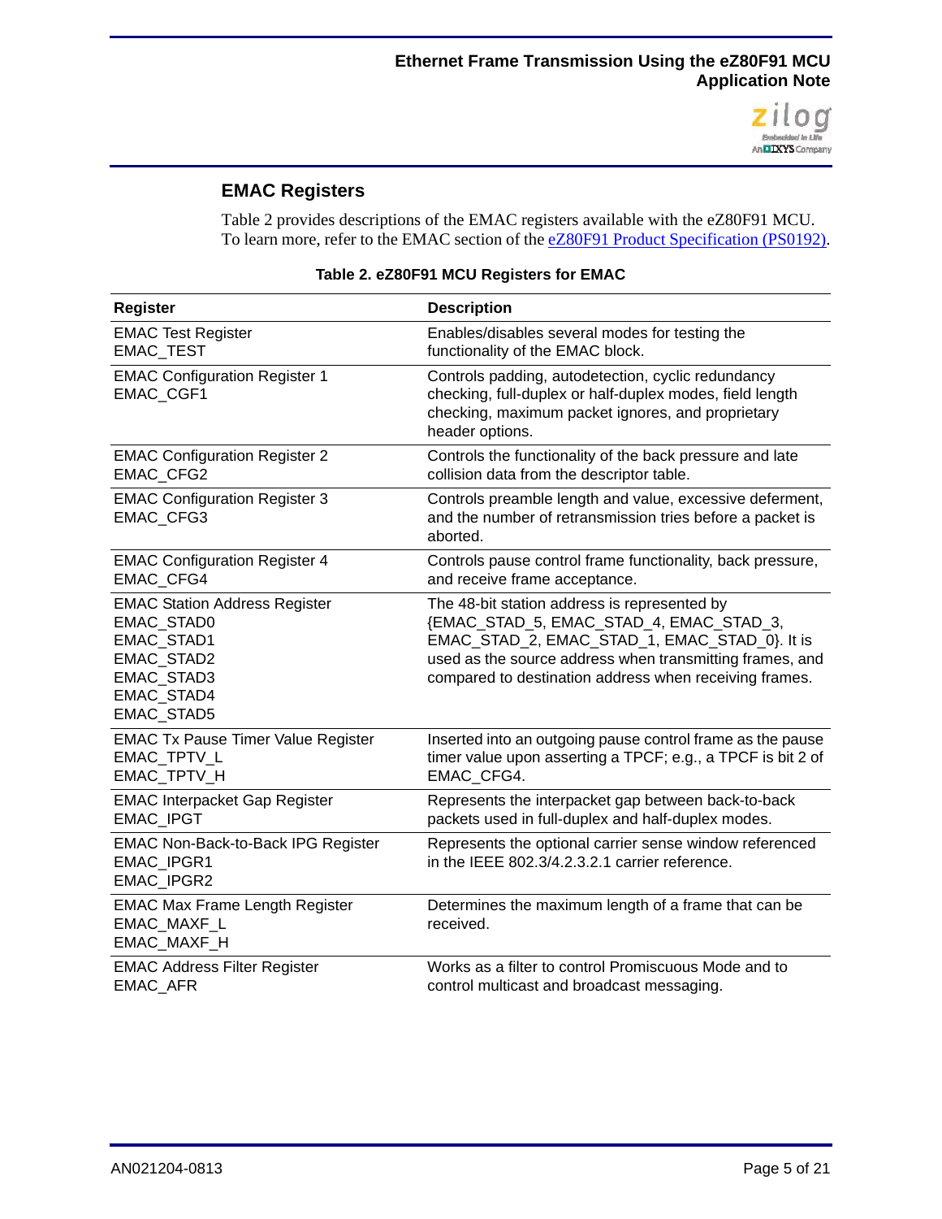## EMAC Registers

Table 2 provides descriptions of the EMAC registers available with the eZ80F91 MCU. To learn more, refer to the EMAC section of the eZ80F91 Product Specification (PS0192).

**Table 2. eZ80F91 MCU Registers for EMAC**

| Register | Description |
|---|---|
| EMAC Test Register<br>EMAC_TEST | Enables/disables several modes for testing the functionality of the EMAC block. |
| EMAC Configuration Register 1<br>EMAC_CGF1 | Controls padding, autodetection, cyclic redundancy checking, full-duplex or half-duplex modes, field length checking, maximum packet ignores, and proprietary header options. |
| EMAC Configuration Register 2<br>EMAC_CFG2 | Controls the functionality of the back pressure and late collision data from the descriptor table. |
| EMAC Configuration Register 3<br>EMAC_CFG3 | Controls preamble length and value, excessive deferment, and the number of retransmission tries before a packet is aborted. |
| EMAC Configuration Register 4<br>EMAC_CFG4 | Controls pause control frame functionality, back pressure, and receive frame acceptance. |
| EMAC Station Address Register<br>EMAC_STAD0<br>EMAC_STAD1<br>EMAC_STAD2<br>EMAC_STAD3<br>EMAC_STAD4<br>EMAC_STAD5 | The 48-bit station address is represented by {EMAC_STAD_5, EMAC_STAD_4, EMAC_STAD_3, EMAC_STAD_2, EMAC_STAD_1, EMAC_STAD_0}. It is used as the source address when transmitting frames, and compared to destination address when receiving frames. |
| EMAC Tx Pause Timer Value Register<br>EMAC_TPTV_L<br>EMAC_TPTV_H | Inserted into an outgoing pause control frame as the pause timer value upon asserting a TPCF; e.g., a TPCF is bit 2 of EMAC_CFG4. |
| EMAC Interpacket Gap Register<br>EMAC_IPGT | Represents the interpacket gap between back-to-back packets used in full-duplex and half-duplex modes. |
| EMAC Non-Back-to-Back IPG Register<br>EMAC_IPGR1<br>EMAC_IPGR2 | Represents the optional carrier sense window referenced in the IEEE 802.3/4.2.3.2.1 carrier reference. |
| EMAC Max Frame Length Register<br>EMAC_MAXF_L<br>EMAC_MAXF_H | Determines the maximum length of a frame that can be received. |
| EMAC Address Filter Register<br>EMAC_AFR | Works as a filter to control Promiscuous Mode and to control multicast and broadcast messaging. |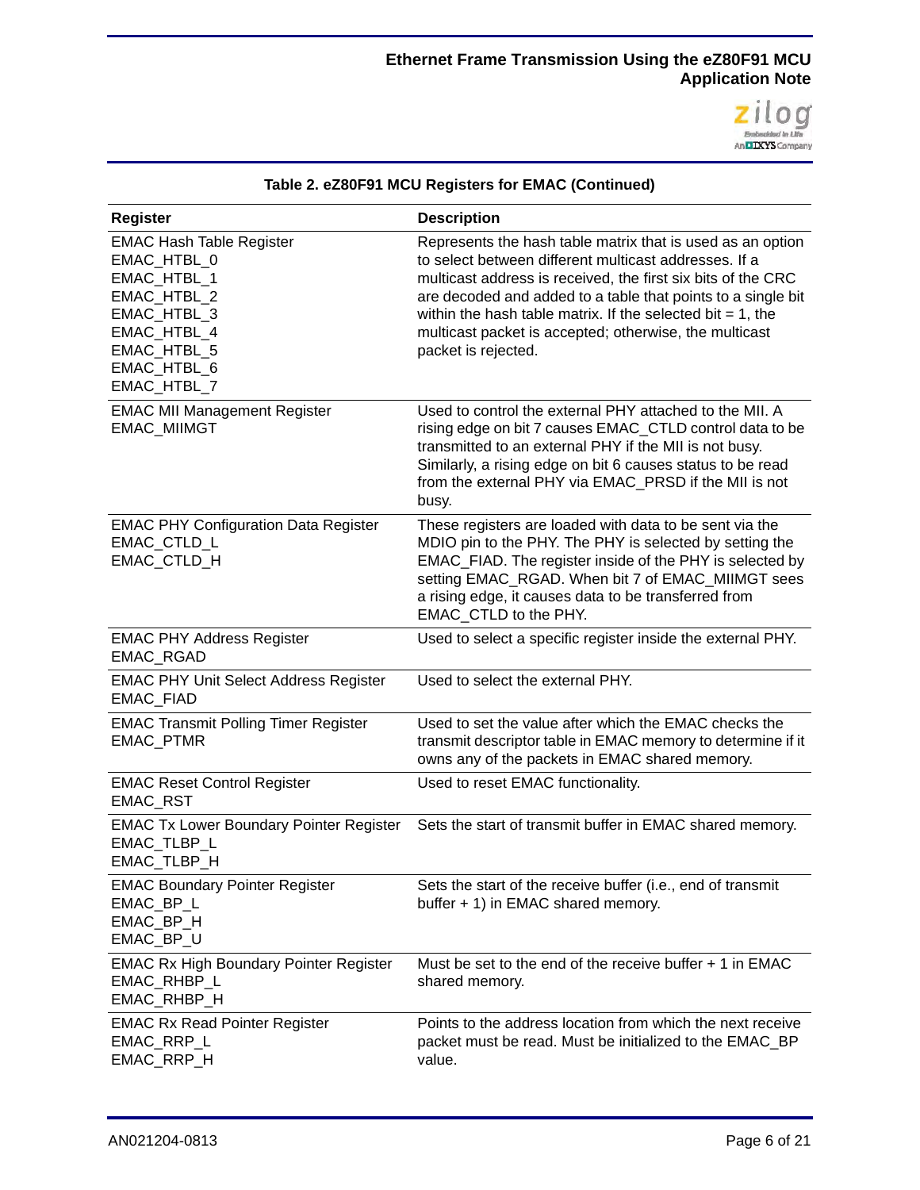**Table 2. eZ80F91 MCU Registers for EMAC (Continued)**

| Register | Description |
|---|---|
| EMAC Hash Table Register<br>EMAC_HTBL_0<br>EMAC_HTBL_1<br>EMAC_HTBL_2<br>EMAC_HTBL_3<br>EMAC_HTBL_4<br>EMAC_HTBL_5<br>EMAC_HTBL_6<br>EMAC_HTBL_7 | Represents the hash table matrix that is used as an option to select between different multicast addresses. If a multicast address is received, the first six bits of the CRC are decoded and added to a table that points to a single bit within the hash table matrix. If the selected bit = 1, the multicast packet is accepted; otherwise, the multicast packet is rejected. |
| EMAC MII Management Register<br>EMAC_MIIMGT | Used to control the external PHY attached to the MII. A rising edge on bit 7 causes EMAC_CTLD control data to be transmitted to an external PHY if the MII is not busy. Similarly, a rising edge on bit 6 causes status to be read from the external PHY via EMAC_PRSD if the MII is not busy. |
| EMAC PHY Configuration Data Register<br>EMAC_CTLD_L<br>EMAC_CTLD_H | These registers are loaded with data to be sent via the MDIO pin to the PHY. The PHY is selected by setting the EMAC_FIAD. The register inside of the PHY is selected by setting EMAC_RGAD. When bit 7 of EMAC_MIIMGT sees a rising edge, it causes data to be transferred from EMAC_CTLD to the PHY. |
| EMAC PHY Address Register<br>EMAC_RGAD | Used to select a specific register inside the external PHY. |
| EMAC PHY Unit Select Address Register<br>EMAC_FIAD | Used to select the external PHY. |
| EMAC Transmit Polling Timer Register<br>EMAC_PTMR | Used to set the value after which the EMAC checks the transmit descriptor table in EMAC memory to determine if it owns any of the packets in EMAC shared memory. |
| EMAC Reset Control Register<br>EMAC_RST | Used to reset EMAC functionality. |
| EMAC Tx Lower Boundary Pointer Register<br>EMAC_TLBP_L<br>EMAC_TLBP_H | Sets the start of transmit buffer in EMAC shared memory. |
| EMAC Boundary Pointer Register<br>EMAC_BP_L<br>EMAC_BP_H<br>EMAC_BP_U | Sets the start of the receive buffer (i.e., end of transmit buffer + 1) in EMAC shared memory. |
| EMAC Rx High Boundary Pointer Register<br>EMAC_RHBP_L<br>EMAC_RHBP_H | Must be set to the end of the receive buffer + 1 in EMAC shared memory. |
| EMAC Rx Read Pointer Register<br>EMAC_RRP_L<br>EMAC_RRP_H | Points to the address location from which the next receive packet must be read. Must be initialized to the EMAC_BP value. |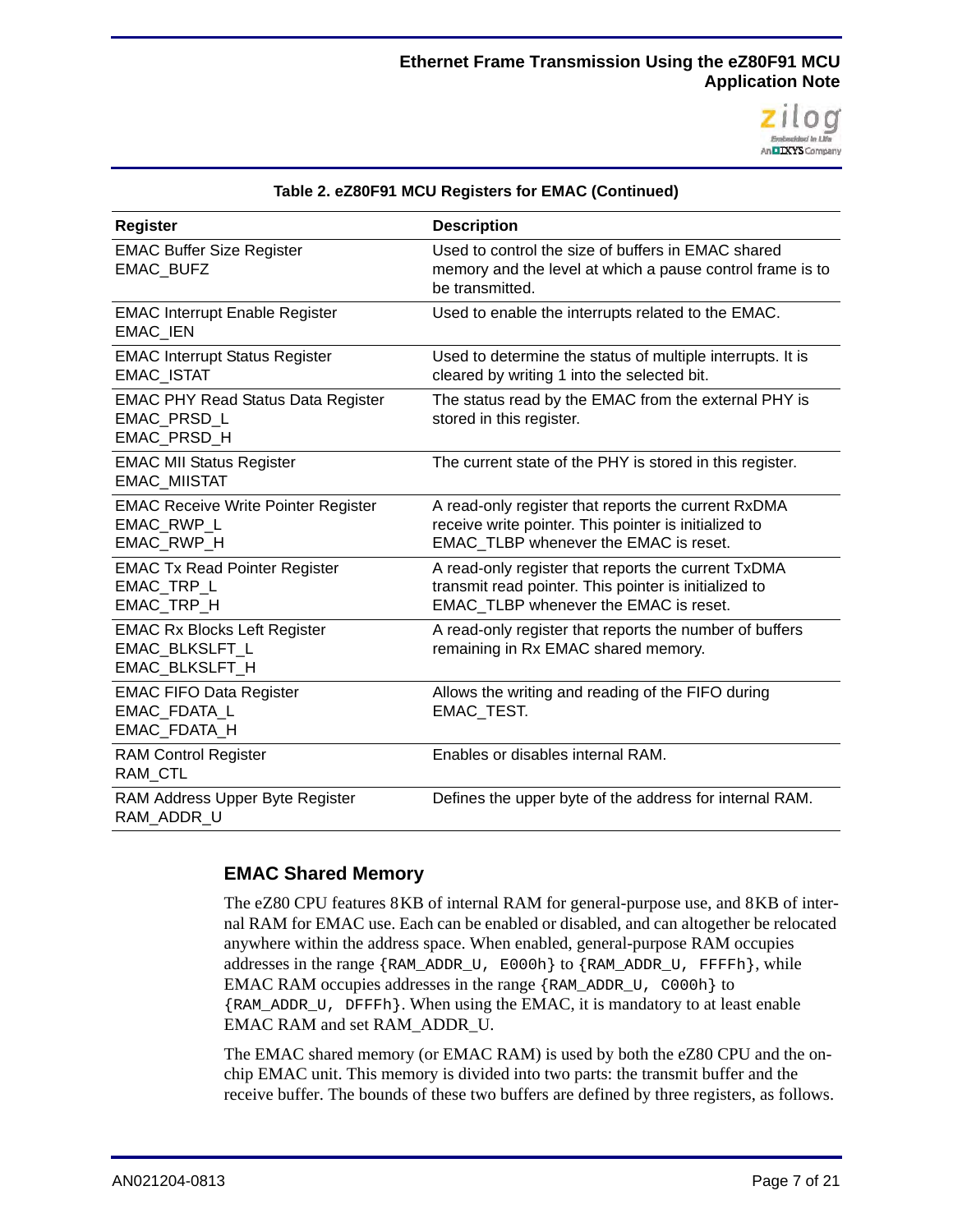**Table 2. eZ80F91 MCU Registers for EMAC (Continued)**

| Register | Description |
|---|---|
| EMAC Buffer Size Register EMAC_BUFZ | Used to control the size of buffers in EMAC shared memory and the level at which a pause control frame is to be transmitted. |
| EMAC Interrupt Enable Register EMAC_IEN | Used to enable the interrupts related to the EMAC. |
| EMAC Interrupt Status Register EMAC_ISTAT | Used to determine the status of multiple interrupts. It is cleared by writing 1 into the selected bit. |
| EMAC PHY Read Status Data Register EMAC_PRSD_L EMAC_PRSD_H | The status read by the EMAC from the external PHY is stored in this register. |
| EMAC MII Status Register EMAC_MIISTAT | The current state of the PHY is stored in this register. |
| EMAC Receive Write Pointer Register EMAC_RWP_L EMAC_RWP_H | A read-only register that reports the current RxDMA receive write pointer. This pointer is initialized to EMAC_TLBP whenever the EMAC is reset. |
| EMAC Tx Read Pointer Register EMAC_TRP_L EMAC_TRP_H | A read-only register that reports the current TxDMA transmit read pointer. This pointer is initialized to EMAC_TLBP whenever the EMAC is reset. |
| EMAC Rx Blocks Left Register EMAC_BLKSLFT_L EMAC_BLKSLFT_H | A read-only register that reports the number of buffers remaining in Rx EMAC shared memory. |
| EMAC FIFO Data Register EMAC_FDATA_L EMAC_FDATA_H | Allows the writing and reading of the FIFO during EMAC_TEST. |
| RAM Control Register RAM_CTL | Enables or disables internal RAM. |
| RAM Address Upper Byte Register RAM_ADDR_U | Defines the upper byte of the address for internal RAM. |

## EMAC Shared Memory

The eZ80 CPU features 8KB of internal RAM for general-purpose use, and 8KB of internal RAM for EMAC use. Each can be enabled or disabled, and can altogether be relocated anywhere within the address space. When enabled, general-purpose RAM occupies addresses in the range `{RAM_ADDR_U, E000h}` to `{RAM_ADDR_U, FFFFh}`, while EMAC RAM occupies addresses in the range `{RAM_ADDR_U, C000h}` to `{RAM_ADDR_U, DFFFh}`. When using the EMAC, it is mandatory to at least enable EMAC RAM and set RAM_ADDR_U.

The EMAC shared memory (or EMAC RAM) is used by both the eZ80 CPU and the on-chip EMAC unit. This memory is divided into two parts: the transmit buffer and the receive buffer. The bounds of these two buffers are defined by three registers, as follows.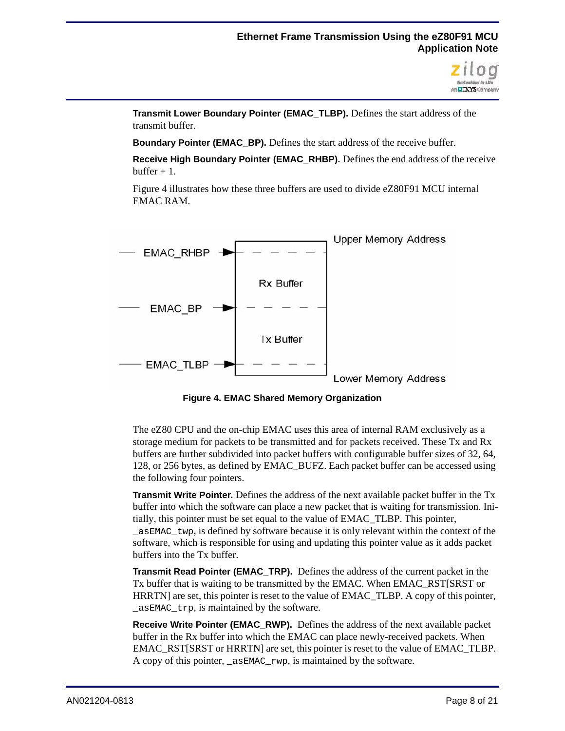**Transmit Lower Boundary Pointer (EMAC_TLBP).** Defines the start address of the transmit buffer.

**Boundary Pointer (EMAC_BP).** Defines the start address of the receive buffer.

**Receive High Boundary Pointer (EMAC_RHBP).** Defines the end address of the receive buffer + 1.

Figure 4 illustrates how these three buffers are used to divide eZ80F91 MCU internal EMAC RAM.

Figure 4. EMAC Shared Memory Organization

The eZ80 CPU and the on-chip EMAC uses this area of internal RAM exclusively as a storage medium for packets to be transmitted and for packets received. These Tx and Rx buffers are further subdivided into packet buffers with configurable buffer sizes of 32, 64, 128, or 256 bytes, as defined by EMAC_BUFZ. Each packet buffer can be accessed using the following four pointers.

**Transmit Write Pointer.** Defines the address of the next available packet buffer in the Tx buffer into which the software can place a new packet that is waiting for transmission. Initially, this pointer must be set equal to the value of EMAC_TLBP. This pointer, `_asEMAC_twp`, is defined by software because it is only relevant within the context of the software, which is responsible for using and updating this pointer value as it adds packet buffers into the Tx buffer.

**Transmit Read Pointer (EMAC_TRP).** Defines the address of the current packet in the Tx buffer that is waiting to be transmitted by the EMAC. When EMAC_RST[SRST or HRRTN] are set, this pointer is reset to the value of EMAC_TLBP. A copy of this pointer, `_asEMAC_trp`, is maintained by the software.

**Receive Write Pointer (EMAC_RWP).** Defines the address of the next available packet buffer in the Rx buffer into which the EMAC can place newly-received packets. When EMAC_RST[SRST or HRRTN] are set, this pointer is reset to the value of EMAC_TLBP. A copy of this pointer, `_asEMAC_rwp`, is maintained by the software.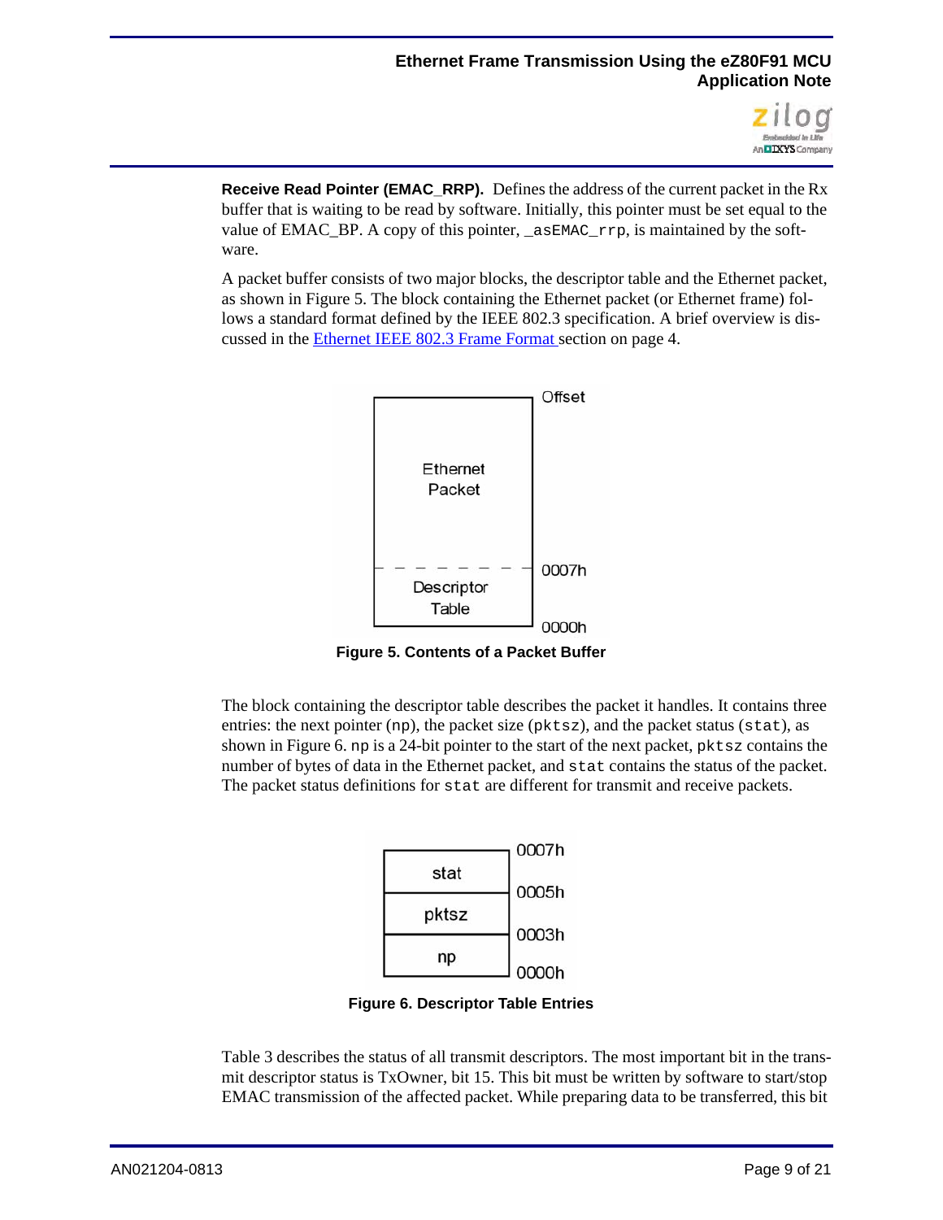**Receive Read Pointer (EMAC_RRP).** Defines the address of the current packet in the Rx buffer that is waiting to be read by software. Initially, this pointer must be set equal to the value of EMAC_BP. A copy of this pointer, `_asEMAC_rrp`, is maintained by the software.

A packet buffer consists of two major blocks, the descriptor table and the Ethernet packet, as shown in Figure 5. The block containing the Ethernet packet (or Ethernet frame) follows a standard format defined by the IEEE 802.3 specification. A brief overview is discussed in the [Ethernet IEEE 802.3 Frame Format](#) section on page 4.

| Block | Offset |
|---|---|
| Ethernet Packet | |
| Descriptor Table | 0007h |
| | 0000h |

**Figure 5. Contents of a Packet Buffer**

The block containing the descriptor table describes the packet it handles. It contains three entries: the next pointer (`np`), the packet size (`pktsz`), and the packet status (`stat`), as shown in Figure 6. `np` is a 24-bit pointer to the start of the next packet, `pktsz` contains the number of bytes of data in the Ethernet packet, and `stat` contains the status of the packet. The packet status definitions for `stat` are different for transmit and receive packets.

| Entry | Offset |
|---|---|
| | 0007h |
| stat | 0005h |
| pktsz | 0003h |
| np | 0000h |

**Figure 6. Descriptor Table Entries**

Table 3 describes the status of all transmit descriptors. The most important bit in the transmit descriptor status is TxOwner, bit 15. This bit must be written by software to start/stop EMAC transmission of the affected packet. While preparing data to be transferred, this bit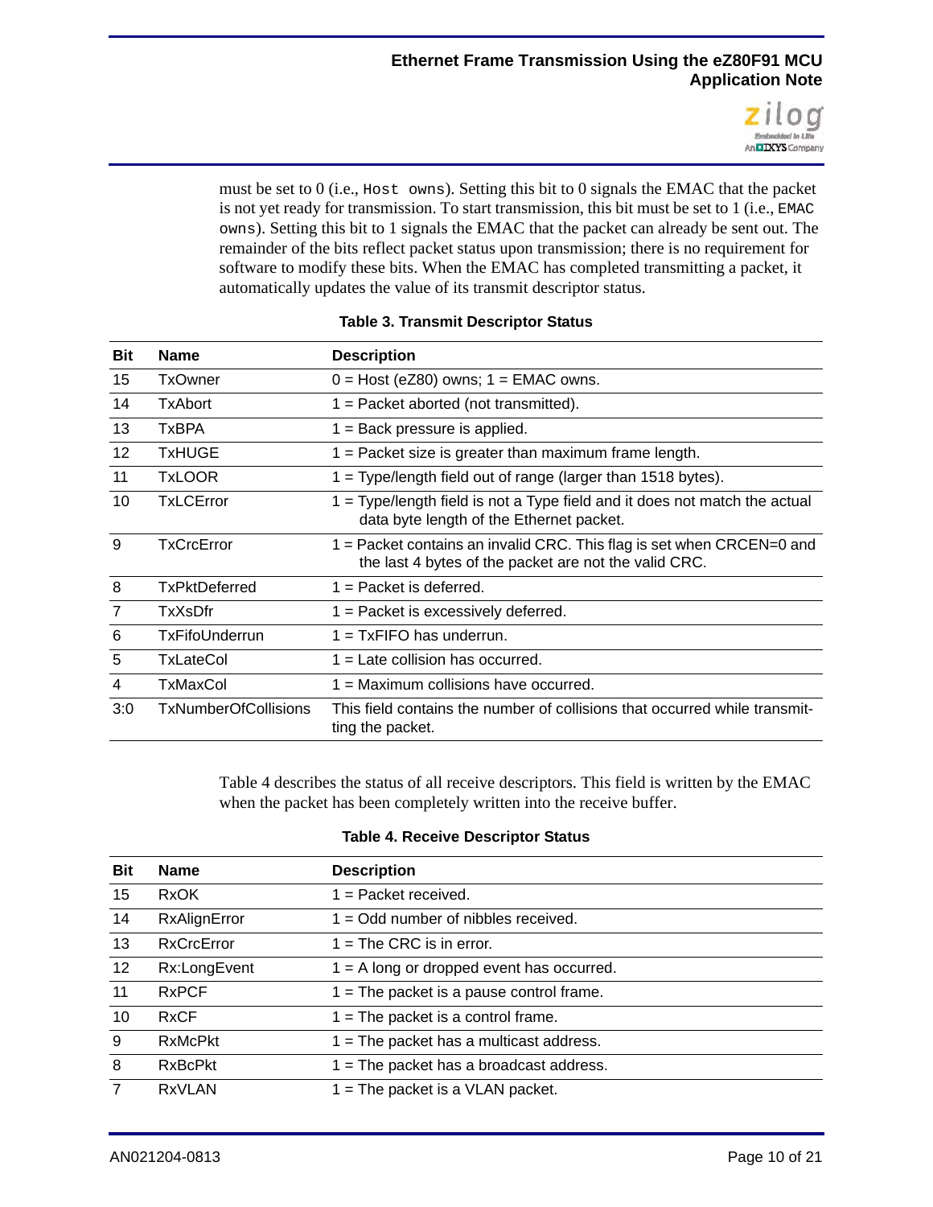must be set to 0 (i.e., `Host owns`). Setting this bit to 0 signals the EMAC that the packet is not yet ready for transmission. To start transmission, this bit must be set to 1 (i.e., `EMAC owns`). Setting this bit to 1 signals the EMAC that the packet can already be sent out. The remainder of the bits reflect packet status upon transmission; there is no requirement for software to modify these bits. When the EMAC has completed transmitting a packet, it automatically updates the value of its transmit descriptor status.

**Table 3. Transmit Descriptor Status**

| Bit | Name | Description |
|---|---|---|
| 15 | TxOwner | 0 = Host (eZ80) owns; 1 = EMAC owns. |
| 14 | TxAbort | 1 = Packet aborted (not transmitted). |
| 13 | TxBPA | 1 = Back pressure is applied. |
| 12 | TxHUGE | 1 = Packet size is greater than maximum frame length. |
| 11 | TxLOOR | 1 = Type/length field out of range (larger than 1518 bytes). |
| 10 | TxLCError | 1 = Type/length field is not a Type field and it does not match the actual data byte length of the Ethernet packet. |
| 9 | TxCrcError | 1 = Packet contains an invalid CRC. This flag is set when CRCEN=0 and the last 4 bytes of the packet are not the valid CRC. |
| 8 | TxPktDeferred | 1 = Packet is deferred. |
| 7 | TxXsDfr | 1 = Packet is excessively deferred. |
| 6 | TxFifoUnderrun | 1 = TxFIFO has underrun. |
| 5 | TxLateCol | 1 = Late collision has occurred. |
| 4 | TxMaxCol | 1 = Maximum collisions have occurred. |
| 3:0 | TxNumberOfCollisions | This field contains the number of collisions that occurred while transmitting the packet. |

Table 4 describes the status of all receive descriptors. This field is written by the EMAC when the packet has been completely written into the receive buffer.

**Table 4. Receive Descriptor Status**

| Bit | Name | Description |
|---|---|---|
| 15 | RxOK | 1 = Packet received. |
| 14 | RxAlignError | 1 = Odd number of nibbles received. |
| 13 | RxCrcError | 1 = The CRC is in error. |
| 12 | Rx:LongEvent | 1 = A long or dropped event has occurred. |
| 11 | RxPCF | 1 = The packet is a pause control frame. |
| 10 | RxCF | 1 = The packet is a control frame. |
| 9 | RxMcPkt | 1 = The packet has a multicast address. |
| 8 | RxBcPkt | 1 = The packet has a broadcast address. |
| 7 | RxVLAN | 1 = The packet is a VLAN packet. |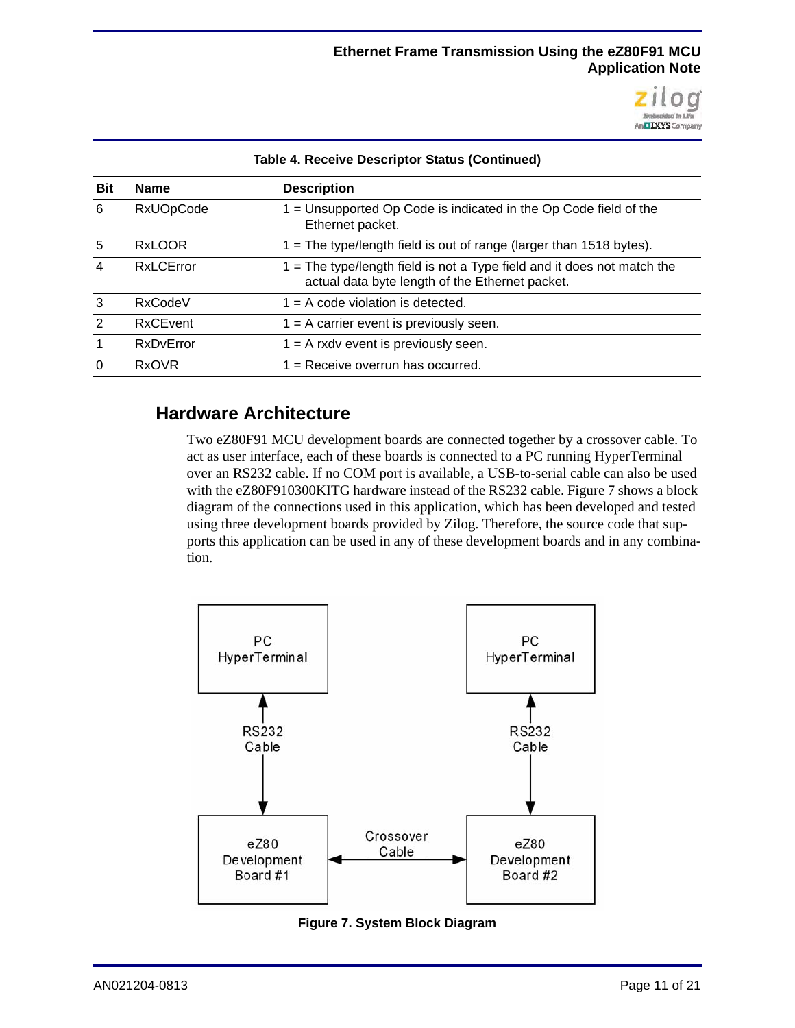**Table 4. Receive Descriptor Status (Continued)**

| Bit | Name | Description |
|---|---|---|
| 6 | RxUOpCode | 1 = Unsupported Op Code is indicated in the Op Code field of the Ethernet packet. |
| 5 | RxLOOR | 1 = The type/length field is out of range (larger than 1518 bytes). |
| 4 | RxLCError | 1 = The type/length field is not a Type field and it does not match the actual data byte length of the Ethernet packet. |
| 3 | RxCodeV | 1 = A code violation is detected. |
| 2 | RxCEvent | 1 = A carrier event is previously seen. |
| 1 | RxDvError | 1 = A rxdv event is previously seen. |
| 0 | RxOVR | 1 = Receive overrun has occurred. |

## Hardware Architecture

Two eZ80F91 MCU development boards are connected together by a crossover cable. To act as user interface, each of these boards is connected to a PC running HyperTerminal over an RS232 cable. If no COM port is available, a USB-to-serial cable can also be used with the eZ80F910300KITG hardware instead of the RS232 cable. Figure 7 shows a block diagram of the connections used in this application, which has been developed and tested using three development boards provided by Zilog. Therefore, the source code that supports this application can be used in any of these development boards and in any combination.

PC HyperTerminal — RS232 Cable — eZ80 Development Board #1 — Crossover Cable — eZ80 Development Board #2 — RS232 Cable — PC HyperTerminal

**Figure 7. System Block Diagram**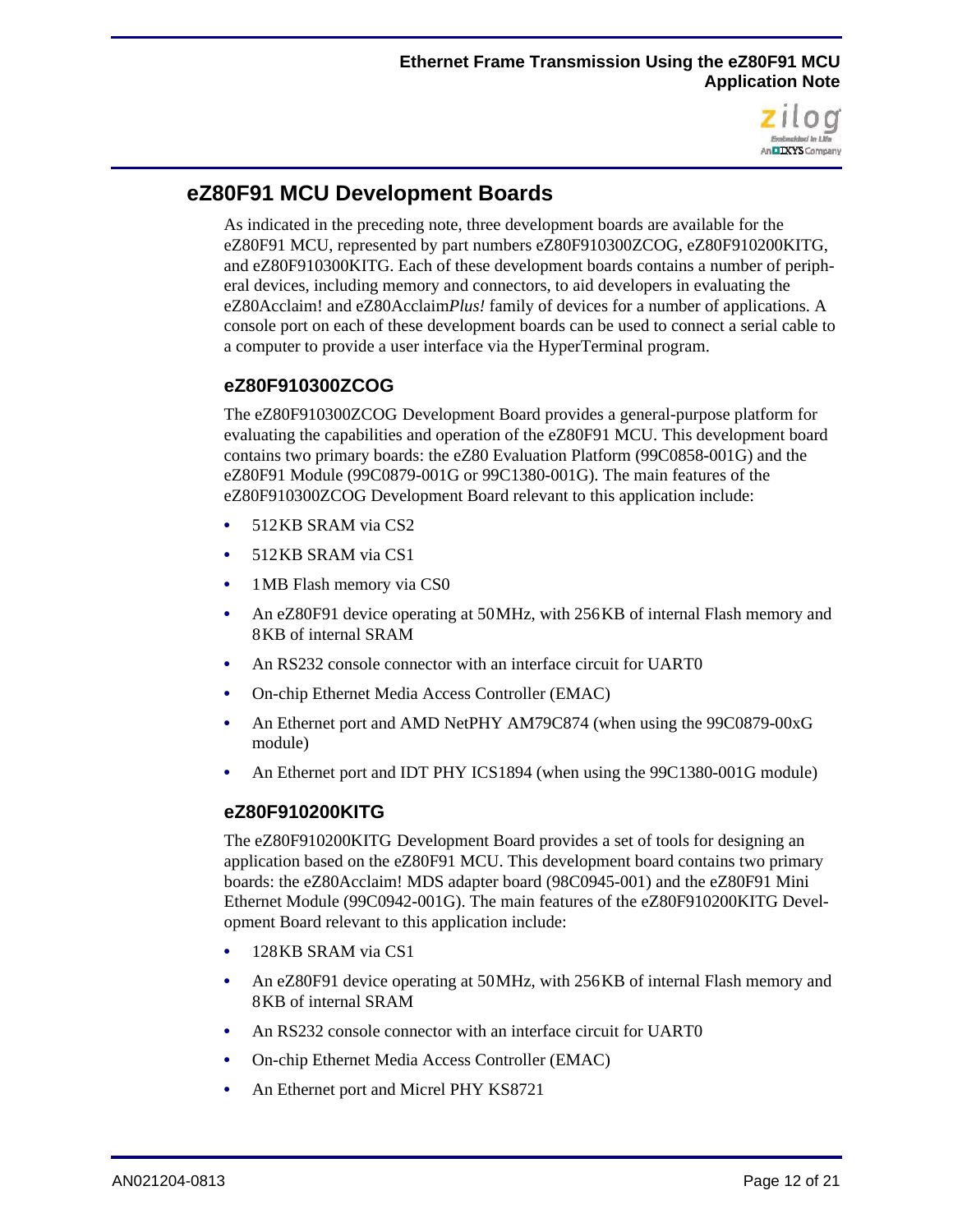## eZ80F91 MCU Development Boards

As indicated in the preceding note, three development boards are available for the eZ80F91 MCU, represented by part numbers eZ80F910300ZCOG, eZ80F910200KITG, and eZ80F910300KITG. Each of these development boards contains a number of peripheral devices, including memory and connectors, to aid developers in evaluating the eZ80Acclaim! and eZ80Acclaim*Plus!* family of devices for a number of applications. A console port on each of these development boards can be used to connect a serial cable to a computer to provide a user interface via the HyperTerminal program.

### eZ80F910300ZCOG

The eZ80F910300ZCOG Development Board provides a general-purpose platform for evaluating the capabilities and operation of the eZ80F91 MCU. This development board contains two primary boards: the eZ80 Evaluation Platform (99C0858-001G) and the eZ80F91 Module (99C0879-001G or 99C1380-001G). The main features of the eZ80F910300ZCOG Development Board relevant to this application include:

- 512KB SRAM via CS2
- 512KB SRAM via CS1
- 1MB Flash memory via CS0
- An eZ80F91 device operating at 50MHz, with 256KB of internal Flash memory and 8KB of internal SRAM
- An RS232 console connector with an interface circuit for UART0
- On-chip Ethernet Media Access Controller (EMAC)
- An Ethernet port and AMD NetPHY AM79C874 (when using the 99C0879-00xG module)
- An Ethernet port and IDT PHY ICS1894 (when using the 99C1380-001G module)

### eZ80F910200KITG

The eZ80F910200KITG Development Board provides a set of tools for designing an application based on the eZ80F91 MCU. This development board contains two primary boards: the eZ80Acclaim! MDS adapter board (98C0945-001) and the eZ80F91 Mini Ethernet Module (99C0942-001G). The main features of the eZ80F910200KITG Development Board relevant to this application include:

- 128KB SRAM via CS1
- An eZ80F91 device operating at 50MHz, with 256KB of internal Flash memory and 8KB of internal SRAM
- An RS232 console connector with an interface circuit for UART0
- On-chip Ethernet Media Access Controller (EMAC)
- An Ethernet port and Micrel PHY KS8721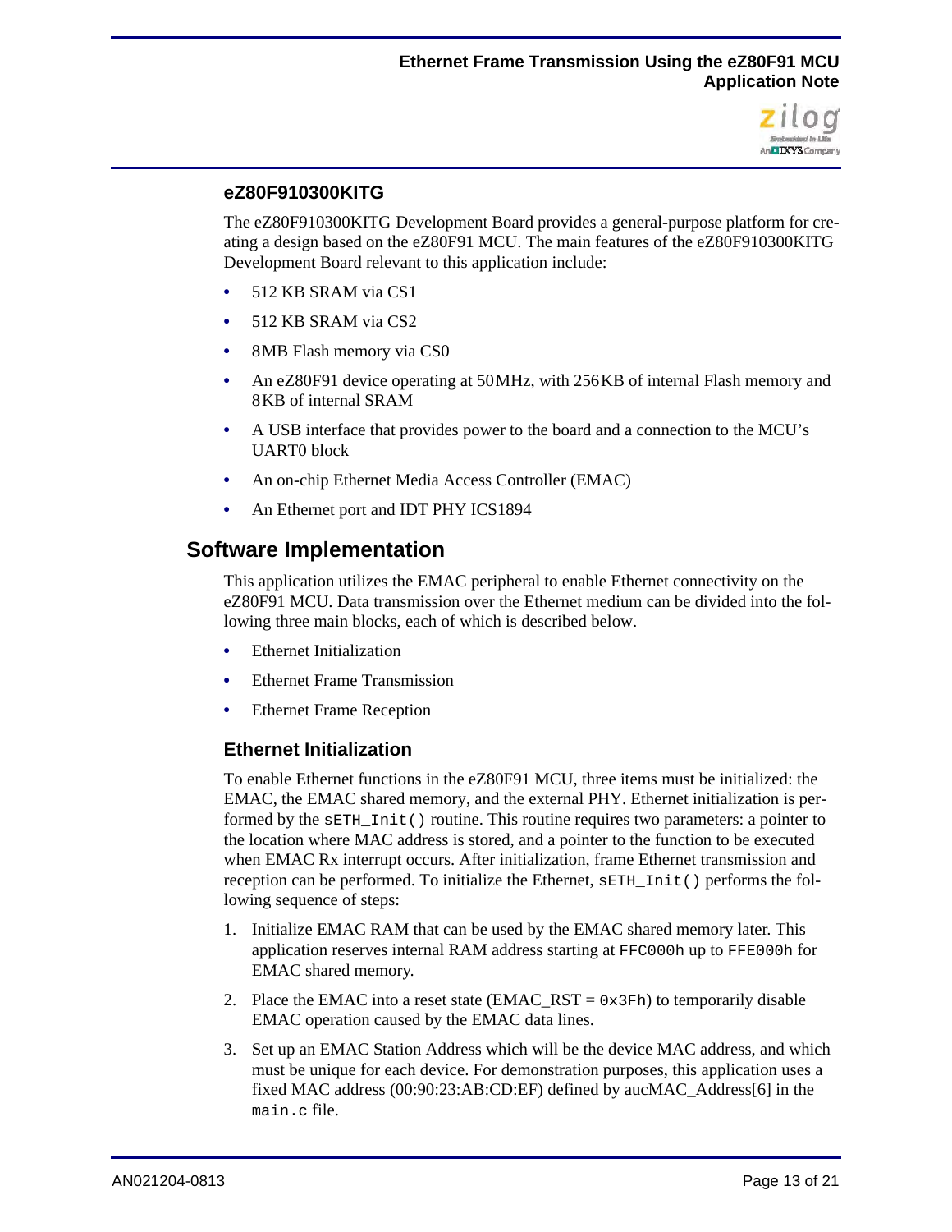### eZ80F910300KITG

The eZ80F910300KITG Development Board provides a general-purpose platform for creating a design based on the eZ80F91 MCU. The main features of the eZ80F910300KITG Development Board relevant to this application include:

- 512 KB SRAM via CS1
- 512 KB SRAM via CS2
- 8MB Flash memory via CS0
- An eZ80F91 device operating at 50MHz, with 256KB of internal Flash memory and 8KB of internal SRAM
- A USB interface that provides power to the board and a connection to the MCU's UART0 block
- An on-chip Ethernet Media Access Controller (EMAC)
- An Ethernet port and IDT PHY ICS1894

## Software Implementation

This application utilizes the EMAC peripheral to enable Ethernet connectivity on the eZ80F91 MCU. Data transmission over the Ethernet medium can be divided into the following three main blocks, each of which is described below.

- Ethernet Initialization
- Ethernet Frame Transmission
- Ethernet Frame Reception

### Ethernet Initialization

To enable Ethernet functions in the eZ80F91 MCU, three items must be initialized: the EMAC, the EMAC shared memory, and the external PHY. Ethernet initialization is performed by the `sETH_Init()` routine. This routine requires two parameters: a pointer to the location where MAC address is stored, and a pointer to the function to be executed when EMAC Rx interrupt occurs. After initialization, frame Ethernet transmission and reception can be performed. To initialize the Ethernet, `sETH_Init()` performs the following sequence of steps:

1. Initialize EMAC RAM that can be used by the EMAC shared memory later. This application reserves internal RAM address starting at `FFC000h` up to `FFE000h` for EMAC shared memory.
2. Place the EMAC into a reset state (EMAC_RST = `0x3Fh`) to temporarily disable EMAC operation caused by the EMAC data lines.
3. Set up an EMAC Station Address which will be the device MAC address, and which must be unique for each device. For demonstration purposes, this application uses a fixed MAC address (00:90:23:AB:CD:EF) defined by aucMAC_Address[6] in the `main.c` file.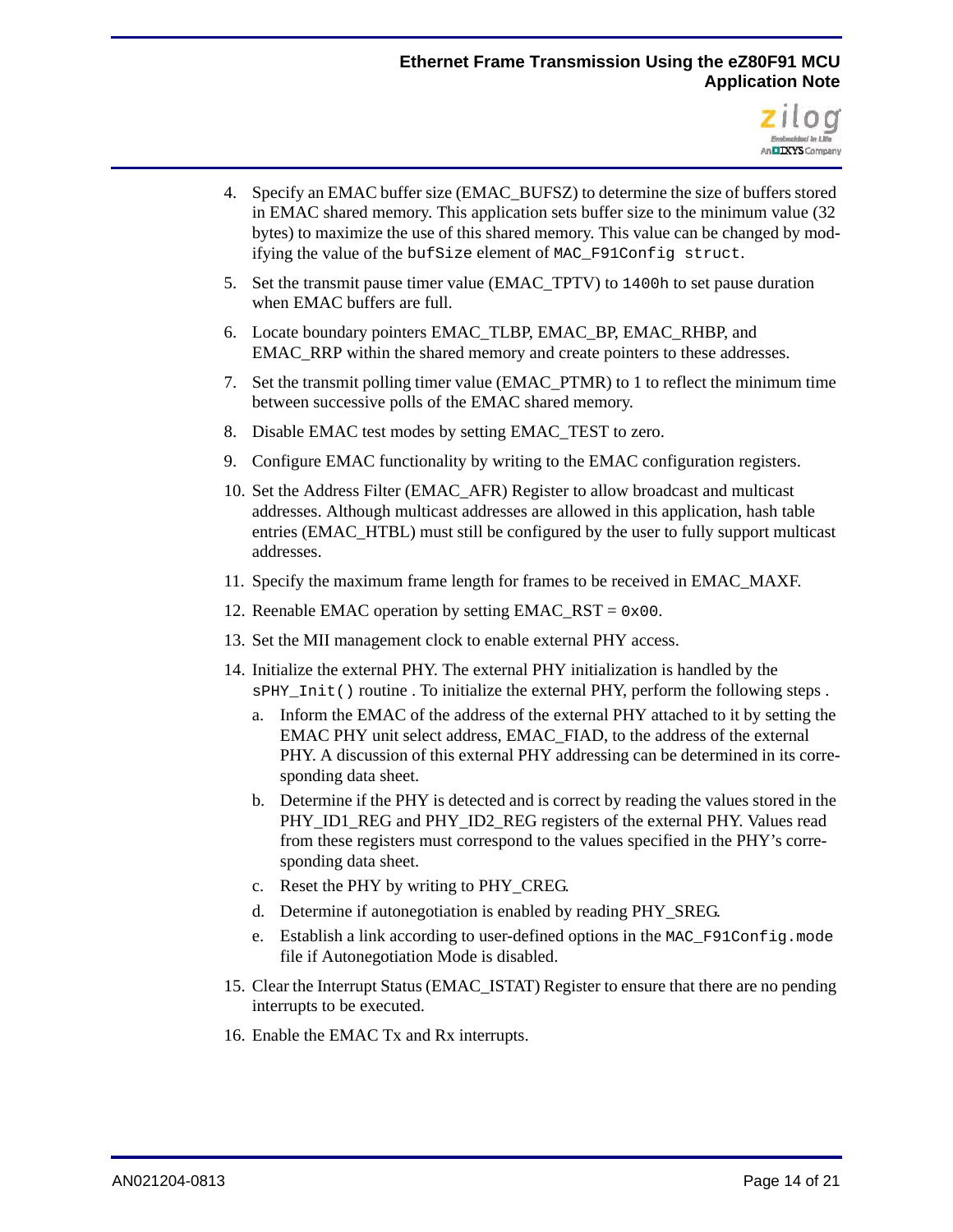4. Specify an EMAC buffer size (EMAC_BUFSZ) to determine the size of buffers stored in EMAC shared memory. This application sets buffer size to the minimum value (32 bytes) to maximize the use of this shared memory. This value can be changed by modifying the value of the `bufSize` element of `MAC_F91Config struct`.

5. Set the transmit pause timer value (EMAC_TPTV) to `1400h` to set pause duration when EMAC buffers are full.

6. Locate boundary pointers EMAC_TLBP, EMAC_BP, EMAC_RHBP, and EMAC_RRP within the shared memory and create pointers to these addresses.

7. Set the transmit polling timer value (EMAC_PTMR) to 1 to reflect the minimum time between successive polls of the EMAC shared memory.

8. Disable EMAC test modes by setting EMAC_TEST to zero.

9. Configure EMAC functionality by writing to the EMAC configuration registers.

10. Set the Address Filter (EMAC_AFR) Register to allow broadcast and multicast addresses. Although multicast addresses are allowed in this application, hash table entries (EMAC_HTBL) must still be configured by the user to fully support multicast addresses.

11. Specify the maximum frame length for frames to be received in EMAC_MAXF.

12. Reenable EMAC operation by setting EMAC_RST = `0x00`.

13. Set the MII management clock to enable external PHY access.

14. Initialize the external PHY. The external PHY initialization is handled by the `sPHY_Init()` routine . To initialize the external PHY, perform the following steps .

    a. Inform the EMAC of the address of the external PHY attached to it by setting the EMAC PHY unit select address, EMAC_FIAD, to the address of the external PHY. A discussion of this external PHY addressing can be determined in its corresponding data sheet.

    b. Determine if the PHY is detected and is correct by reading the values stored in the PHY_ID1_REG and PHY_ID2_REG registers of the external PHY. Values read from these registers must correspond to the values specified in the PHY's corresponding data sheet.

    c. Reset the PHY by writing to PHY_CREG.

    d. Determine if autonegotiation is enabled by reading PHY_SREG.

    e. Establish a link according to user-defined options in the `MAC_F91Config.mode` file if Autonegotiation Mode is disabled.

15. Clear the Interrupt Status (EMAC_ISTAT) Register to ensure that there are no pending interrupts to be executed.

16. Enable the EMAC Tx and Rx interrupts.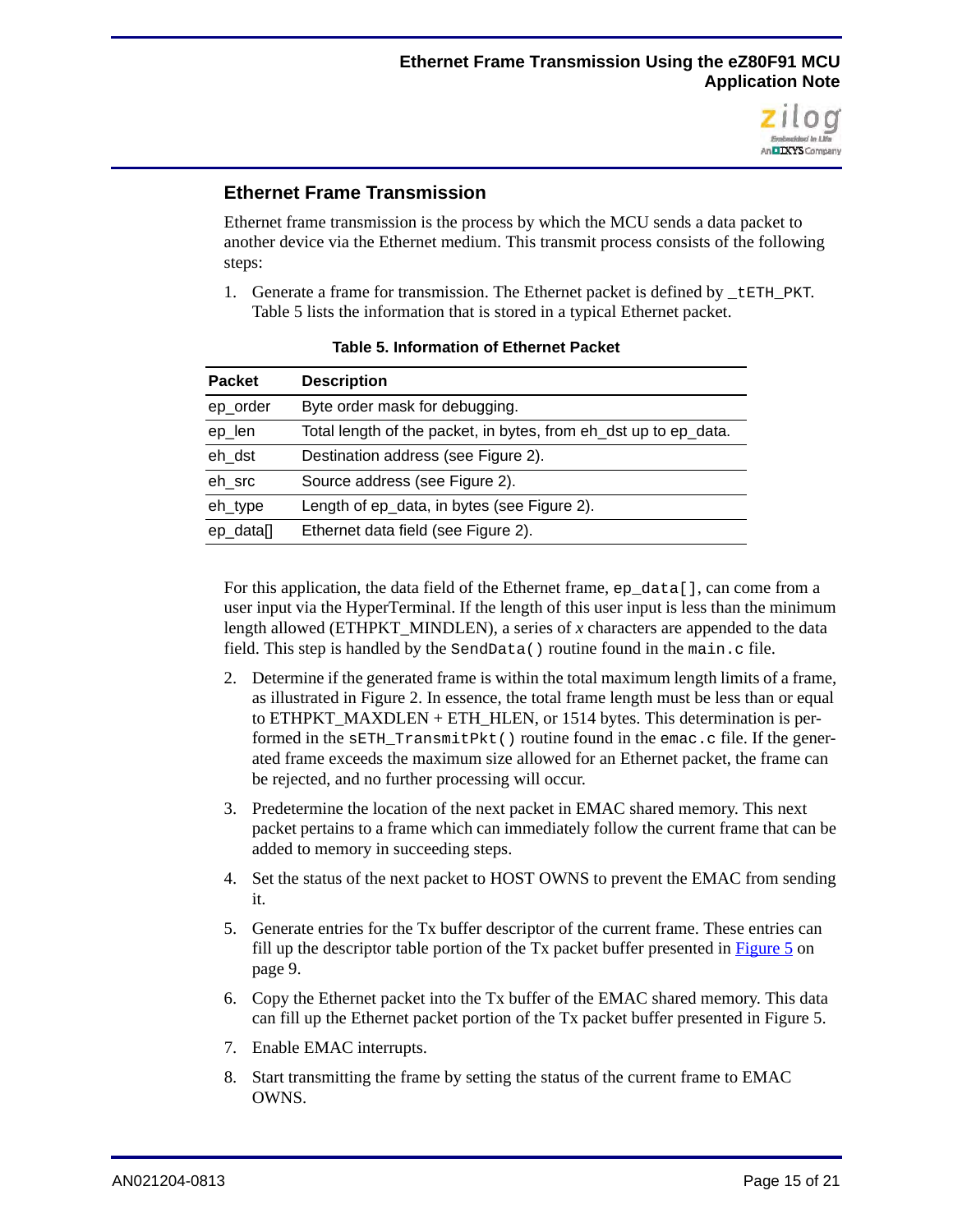## Ethernet Frame Transmission

Ethernet frame transmission is the process by which the MCU sends a data packet to another device via the Ethernet medium. This transmit process consists of the following steps:

1. Generate a frame for transmission. The Ethernet packet is defined by `_tETH_PKT`. Table 5 lists the information that is stored in a typical Ethernet packet.

**Table 5. Information of Ethernet Packet**

| Packet | Description |
|---|---|
| ep_order | Byte order mask for debugging. |
| ep_len | Total length of the packet, in bytes, from eh_dst up to ep_data. |
| eh_dst | Destination address (see Figure 2). |
| eh_src | Source address (see Figure 2). |
| eh_type | Length of ep_data, in bytes (see Figure 2). |
| ep_data[] | Ethernet data field (see Figure 2). |

For this application, the data field of the Ethernet frame, `ep_data[]`, can come from a user input via the HyperTerminal. If the length of this user input is less than the minimum length allowed (ETHPKT_MINDLEN), a series of *x* characters are appended to the data field. This step is handled by the `SendData()` routine found in the `main.c` file.

2. Determine if the generated frame is within the total maximum length limits of a frame, as illustrated in Figure 2. In essence, the total frame length must be less than or equal to ETHPKT_MAXDLEN + ETH_HLEN, or 1514 bytes. This determination is performed in the `sETH_TransmitPkt()` routine found in the `emac.c` file. If the generated frame exceeds the maximum size allowed for an Ethernet packet, the frame can be rejected, and no further processing will occur.

3. Predetermine the location of the next packet in EMAC shared memory. This next packet pertains to a frame which can immediately follow the current frame that can be added to memory in succeeding steps.

4. Set the status of the next packet to HOST OWNS to prevent the EMAC from sending it.

5. Generate entries for the Tx buffer descriptor of the current frame. These entries can fill up the descriptor table portion of the Tx packet buffer presented in Figure 5 on page 9.

6. Copy the Ethernet packet into the Tx buffer of the EMAC shared memory. This data can fill up the Ethernet packet portion of the Tx packet buffer presented in Figure 5.

7. Enable EMAC interrupts.

8. Start transmitting the frame by setting the status of the current frame to EMAC OWNS.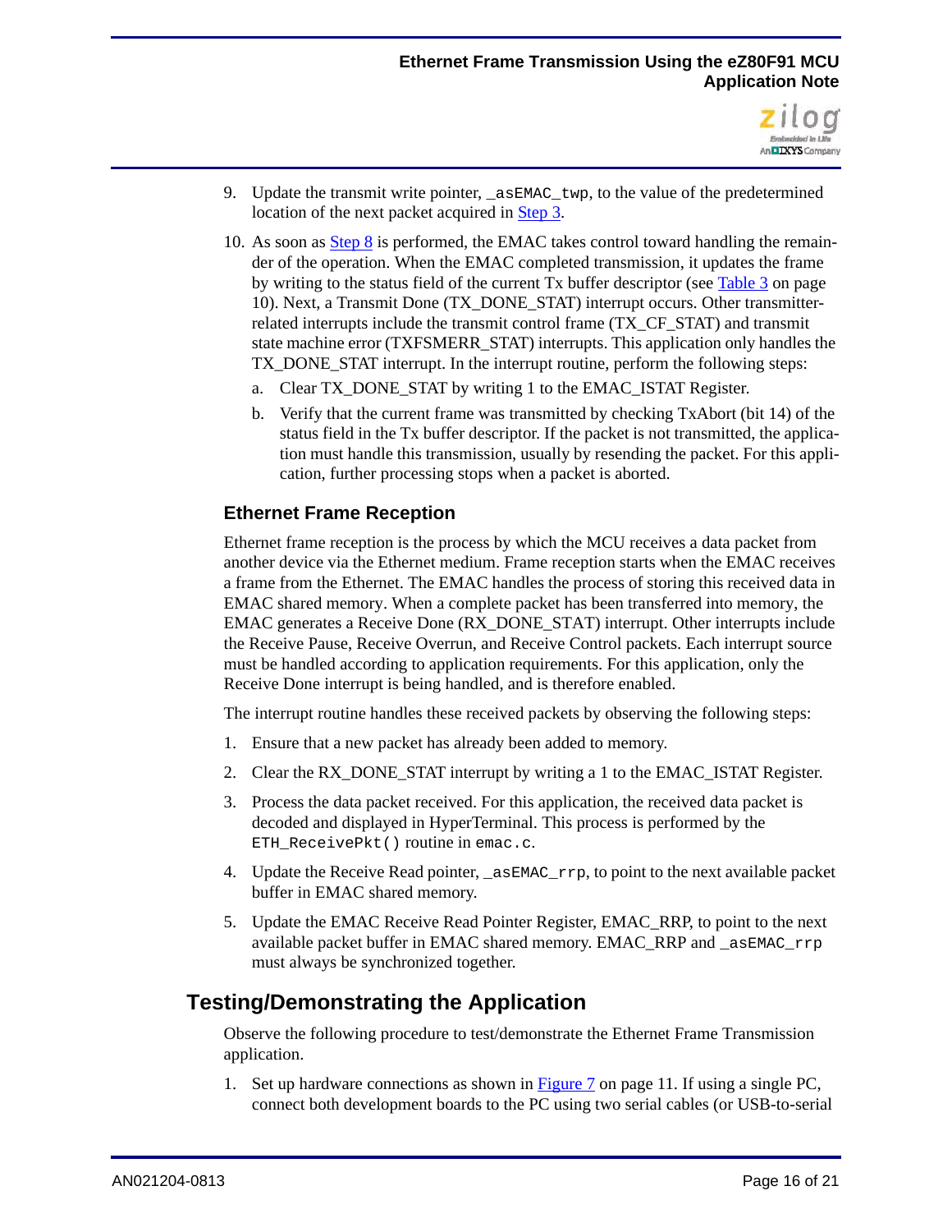9. Update the transmit write pointer, `_asEMAC_twp`, to the value of the predetermined location of the next packet acquired in Step 3.

10. As soon as Step 8 is performed, the EMAC takes control toward handling the remainder of the operation. When the EMAC completed transmission, it updates the frame by writing to the status field of the current Tx buffer descriptor (see Table 3 on page 10). Next, a Transmit Done (TX_DONE_STAT) interrupt occurs. Other transmitter-related interrupts include the transmit control frame (TX_CF_STAT) and transmit state machine error (TXFSMERR_STAT) interrupts. This application only handles the TX_DONE_STAT interrupt. In the interrupt routine, perform the following steps:

    a. Clear TX_DONE_STAT by writing 1 to the EMAC_ISTAT Register.

    b. Verify that the current frame was transmitted by checking TxAbort (bit 14) of the status field in the Tx buffer descriptor. If the packet is not transmitted, the application must handle this transmission, usually by resending the packet. For this application, further processing stops when a packet is aborted.

### Ethernet Frame Reception

Ethernet frame reception is the process by which the MCU receives a data packet from another device via the Ethernet medium. Frame reception starts when the EMAC receives a frame from the Ethernet. The EMAC handles the process of storing this received data in EMAC shared memory. When a complete packet has been transferred into memory, the EMAC generates a Receive Done (RX_DONE_STAT) interrupt. Other interrupts include the Receive Pause, Receive Overrun, and Receive Control packets. Each interrupt source must be handled according to application requirements. For this application, only the Receive Done interrupt is being handled, and is therefore enabled.

The interrupt routine handles these received packets by observing the following steps:

1. Ensure that a new packet has already been added to memory.

2. Clear the RX_DONE_STAT interrupt by writing a 1 to the EMAC_ISTAT Register.

3. Process the data packet received. For this application, the received data packet is decoded and displayed in HyperTerminal. This process is performed by the `ETH_ReceivePkt()` routine in `emac.c`.

4. Update the Receive Read pointer, `_asEMAC_rrp`, to point to the next available packet buffer in EMAC shared memory.

5. Update the EMAC Receive Read Pointer Register, EMAC_RRP, to point to the next available packet buffer in EMAC shared memory. EMAC_RRP and `_asEMAC_rrp` must always be synchronized together.

## Testing/Demonstrating the Application

Observe the following procedure to test/demonstrate the Ethernet Frame Transmission application.

1. Set up hardware connections as shown in Figure 7 on page 11. If using a single PC, connect both development boards to the PC using two serial cables (or USB-to-serial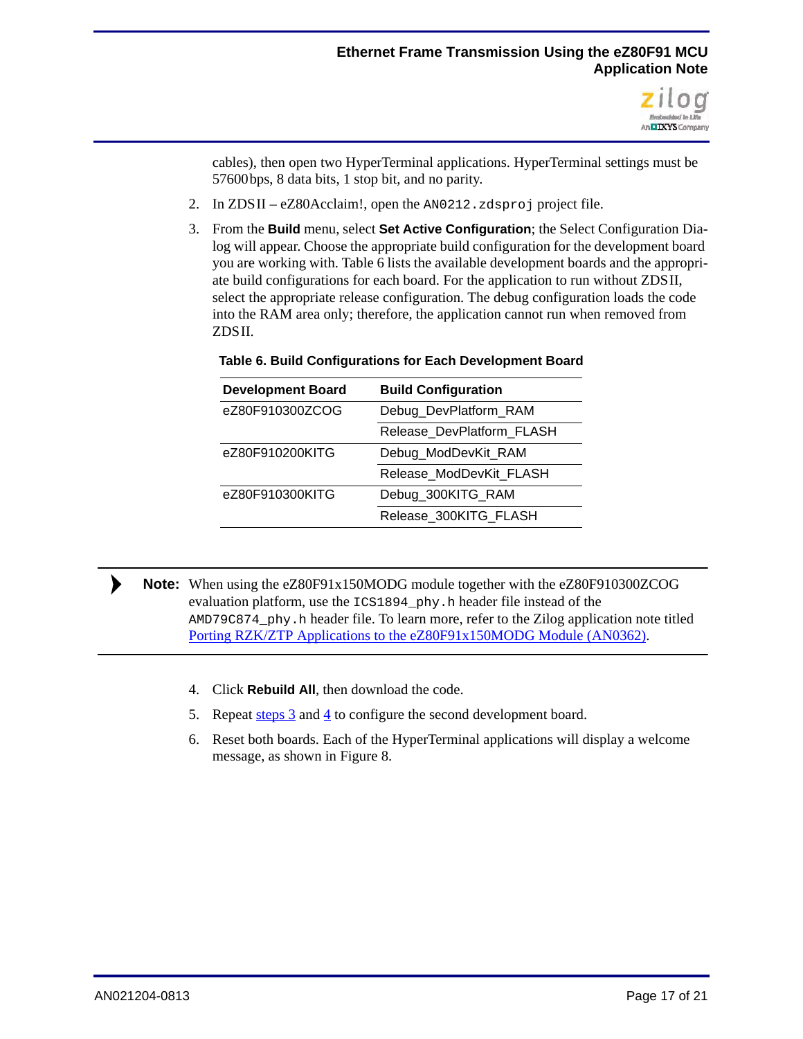cables), then open two HyperTerminal applications. HyperTerminal settings must be 57600 bps, 8 data bits, 1 stop bit, and no parity.

2. In ZDS II – eZ80Acclaim!, open the `AN0212.zdsproj` project file.

3. From the **Build** menu, select **Set Active Configuration**; the Select Configuration Dialog will appear. Choose the appropriate build configuration for the development board you are working with. Table 6 lists the available development boards and the appropriate build configurations for each board. For the application to run without ZDS II, select the appropriate release configuration. The debug configuration loads the code into the RAM area only; therefore, the application cannot run when removed from ZDS II.

**Table 6. Build Configurations for Each Development Board**

| Development Board | Build Configuration |
|---|---|
| eZ80F910300ZCOG | Debug_DevPlatform_RAM |
| | Release_DevPlatform_FLASH |
| eZ80F910200KITG | Debug_ModDevKit_RAM |
| | Release_ModDevKit_FLASH |
| eZ80F910300KITG | Debug_300KITG_RAM |
| | Release_300KITG_FLASH |

> **Note:** When using the eZ80F91x150MODG module together with the eZ80F910300ZCOG evaluation platform, use the `ICS1894_phy.h` header file instead of the `AMD79C874_phy.h` header file. To learn more, refer to the Zilog application note titled Porting RZK/ZTP Applications to the eZ80F91x150MODG Module (AN0362).

4. Click **Rebuild All**, then download the code.

5. Repeat steps 3 and 4 to configure the second development board.

6. Reset both boards. Each of the HyperTerminal applications will display a welcome message, as shown in Figure 8.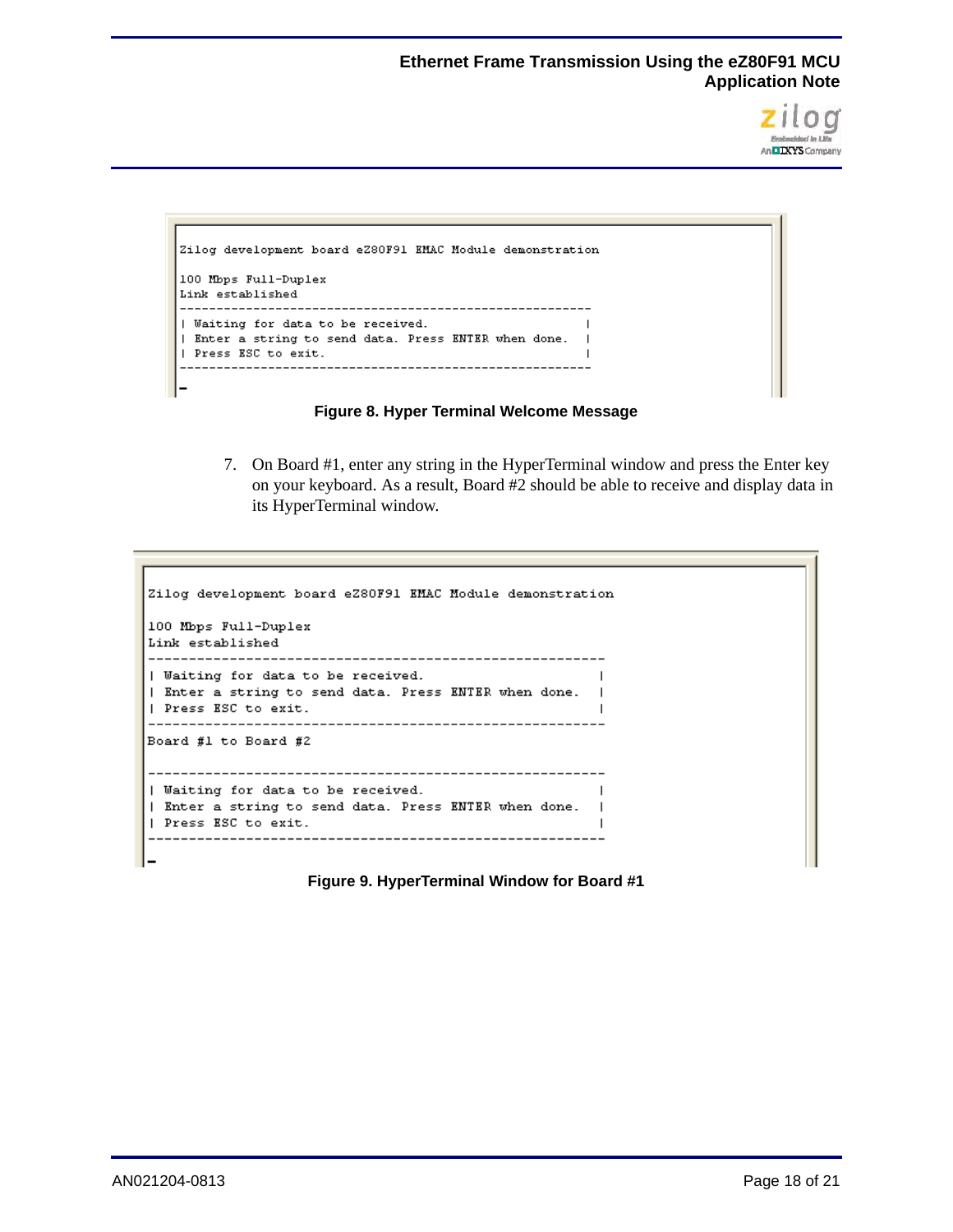```
Zilog development board eZ80F91 EMAC Module demonstration

100 Mbps Full-Duplex
Link established
---------------------------------------------------------
| Waiting for data to be received.                      |
| Enter a string to send data. Press ENTER when done.   |
| Press ESC to exit.                                    |
---------------------------------------------------------
_
```

**Figure 8. Hyper Terminal Welcome Message**

7. On Board #1, enter any string in the HyperTerminal window and press the Enter key on your keyboard. As a result, Board #2 should be able to receive and display data in its HyperTerminal window.

```
Zilog development board eZ80F91 EMAC Module demonstration

100 Mbps Full-Duplex
Link established
---------------------------------------------------------
| Waiting for data to be received.                      |
| Enter a string to send data. Press ENTER when done.   |
| Press ESC to exit.                                    |
---------------------------------------------------------
Board #1 to Board #2

---------------------------------------------------------
| Waiting for data to be received.                      |
| Enter a string to send data. Press ENTER when done.   |
| Press ESC to exit.                                    |
---------------------------------------------------------
_
```

**Figure 9. HyperTerminal Window for Board #1**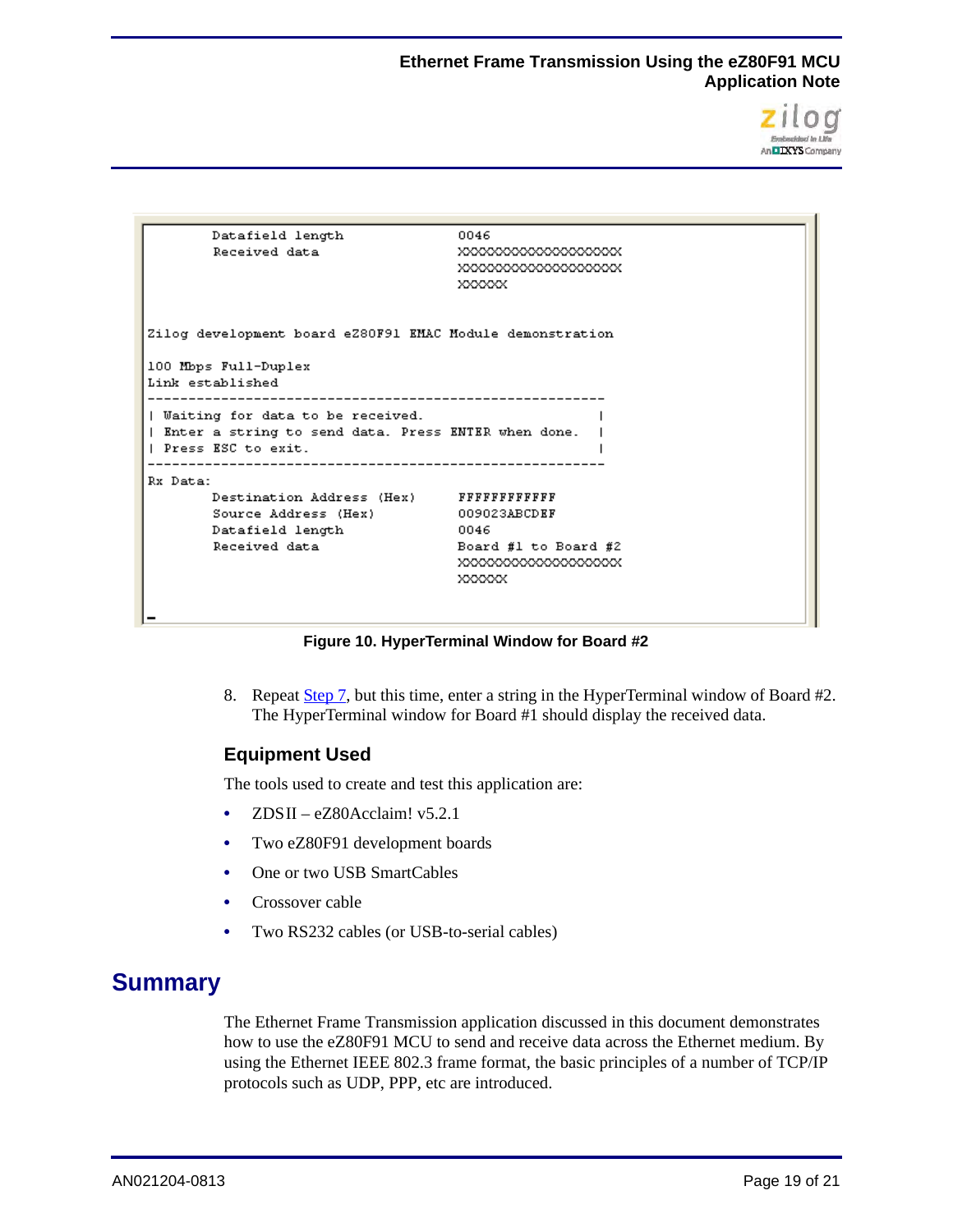```
        Datafield length               0046
        Received data                  XXXXXXXXXXXXXXXXXXXX
                                       XXXXXXXXXXXXXXXXXXXX
                                       XXXXXX


Zilog development board eZ80F91 EMAC Module demonstration

100 Mbps Full-Duplex
Link established
--------------------------------------------------------
| Waiting for data to be received.                     |
| Enter a string to send data. Press ENTER when done.  |
| Press ESC to exit.                                   |
--------------------------------------------------------
Rx Data:
        Destination Address (Hex)      FFFFFFFFFFFF
        Source Address (Hex)           009023ABCDEF
        Datafield length               0046
        Received data                  Board #1 to Board #2
                                       XXXXXXXXXXXXXXXXXXXX
                                       XXXXXX

_
```

**Figure 10. HyperTerminal Window for Board #2**

8. Repeat Step 7, but this time, enter a string in the HyperTerminal window of Board #2. The HyperTerminal window for Board #1 should display the received data.

### Equipment Used

The tools used to create and test this application are:

- ZDSII – eZ80Acclaim! v5.2.1
- Two eZ80F91 development boards
- One or two USB SmartCables
- Crossover cable
- Two RS232 cables (or USB-to-serial cables)

## Summary

The Ethernet Frame Transmission application discussed in this document demonstrates how to use the eZ80F91 MCU to send and receive data across the Ethernet medium. By using the Ethernet IEEE 802.3 frame format, the basic principles of a number of TCP/IP protocols such as UDP, PPP, etc are introduced.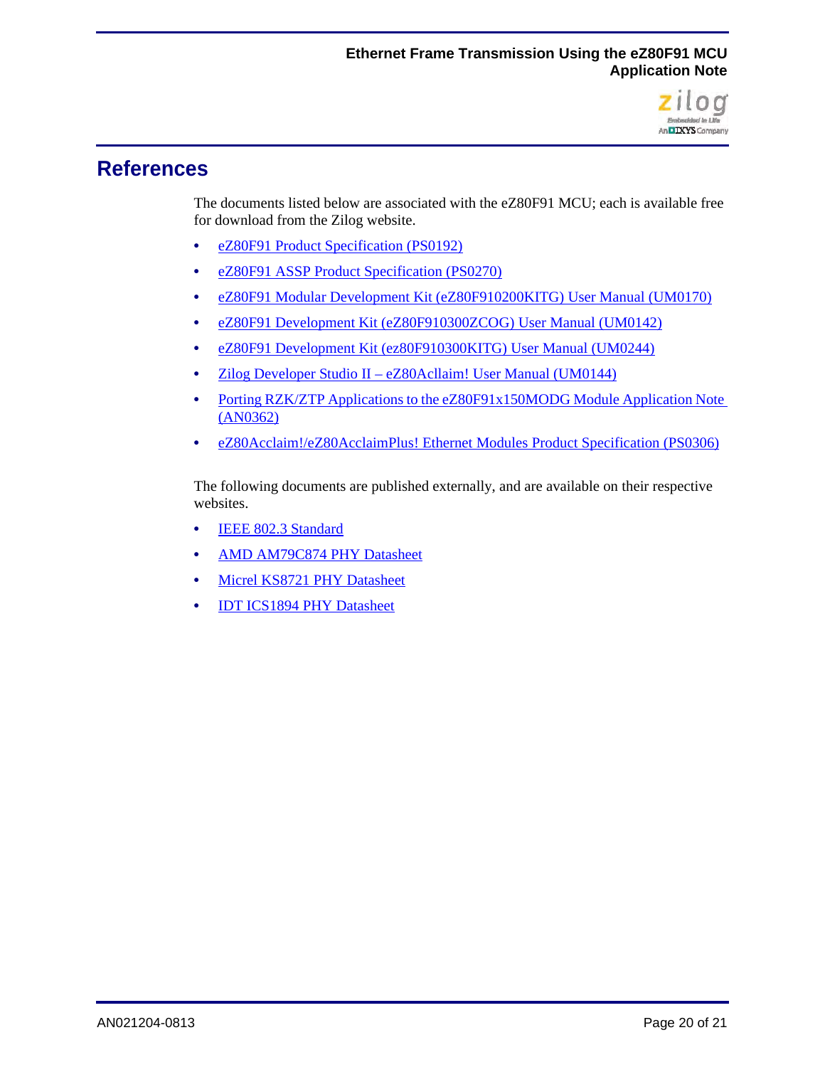# References

The documents listed below are associated with the eZ80F91 MCU; each is available free for download from the Zilog website.

- eZ80F91 Product Specification (PS0192)
- eZ80F91 ASSP Product Specification (PS0270)
- eZ80F91 Modular Development Kit (eZ80F910200KITG) User Manual (UM0170)
- eZ80F91 Development Kit (eZ80F910300ZCOG) User Manual (UM0142)
- eZ80F91 Development Kit (ez80F910300KITG) User Manual (UM0244)
- Zilog Developer Studio II – eZ80Acllaim! User Manual (UM0144)
- Porting RZK/ZTP Applications to the eZ80F91x150MODG Module Application Note (AN0362)
- eZ80Acclaim!/eZ80AcclaimPlus! Ethernet Modules Product Specification (PS0306)

The following documents are published externally, and are available on their respective websites.

- IEEE 802.3 Standard
- AMD AM79C874 PHY Datasheet
- Micrel KS8721 PHY Datasheet
- IDT ICS1894 PHY Datasheet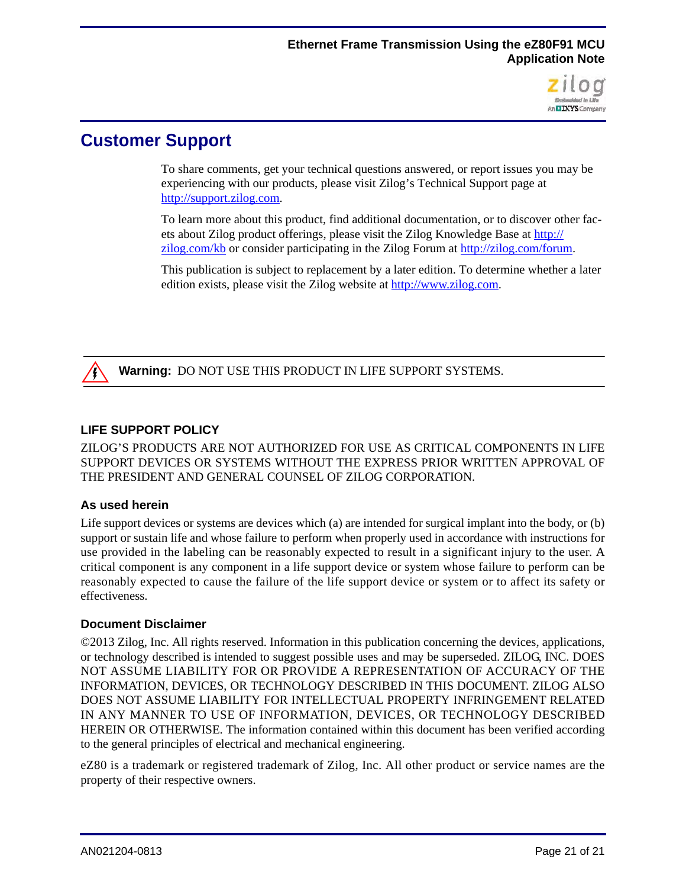# Customer Support

To share comments, get your technical questions answered, or report issues you may be experiencing with our products, please visit Zilog's Technical Support page at http://support.zilog.com.

To learn more about this product, find additional documentation, or to discover other facets about Zilog product offerings, please visit the Zilog Knowledge Base at http://zilog.com/kb or consider participating in the Zilog Forum at http://zilog.com/forum.

This publication is subject to replacement by a later edition. To determine whether a later edition exists, please visit the Zilog website at http://www.zilog.com.

**Warning:** DO NOT USE THIS PRODUCT IN LIFE SUPPORT SYSTEMS.

### LIFE SUPPORT POLICY

ZILOG'S PRODUCTS ARE NOT AUTHORIZED FOR USE AS CRITICAL COMPONENTS IN LIFE SUPPORT DEVICES OR SYSTEMS WITHOUT THE EXPRESS PRIOR WRITTEN APPROVAL OF THE PRESIDENT AND GENERAL COUNSEL OF ZILOG CORPORATION.

### As used herein

Life support devices or systems are devices which (a) are intended for surgical implant into the body, or (b) support or sustain life and whose failure to perform when properly used in accordance with instructions for use provided in the labeling can be reasonably expected to result in a significant injury to the user. A critical component is any component in a life support device or system whose failure to perform can be reasonably expected to cause the failure of the life support device or system or to affect its safety or effectiveness.

### Document Disclaimer

©2013 Zilog, Inc. All rights reserved. Information in this publication concerning the devices, applications, or technology described is intended to suggest possible uses and may be superseded. ZILOG, INC. DOES NOT ASSUME LIABILITY FOR OR PROVIDE A REPRESENTATION OF ACCURACY OF THE INFORMATION, DEVICES, OR TECHNOLOGY DESCRIBED IN THIS DOCUMENT. ZILOG ALSO DOES NOT ASSUME LIABILITY FOR INTELLECTUAL PROPERTY INFRINGEMENT RELATED IN ANY MANNER TO USE OF INFORMATION, DEVICES, OR TECHNOLOGY DESCRIBED HEREIN OR OTHERWISE. The information contained within this document has been verified according to the general principles of electrical and mechanical engineering.

eZ80 is a trademark or registered trademark of Zilog, Inc. All other product or service names are the property of their respective owners.